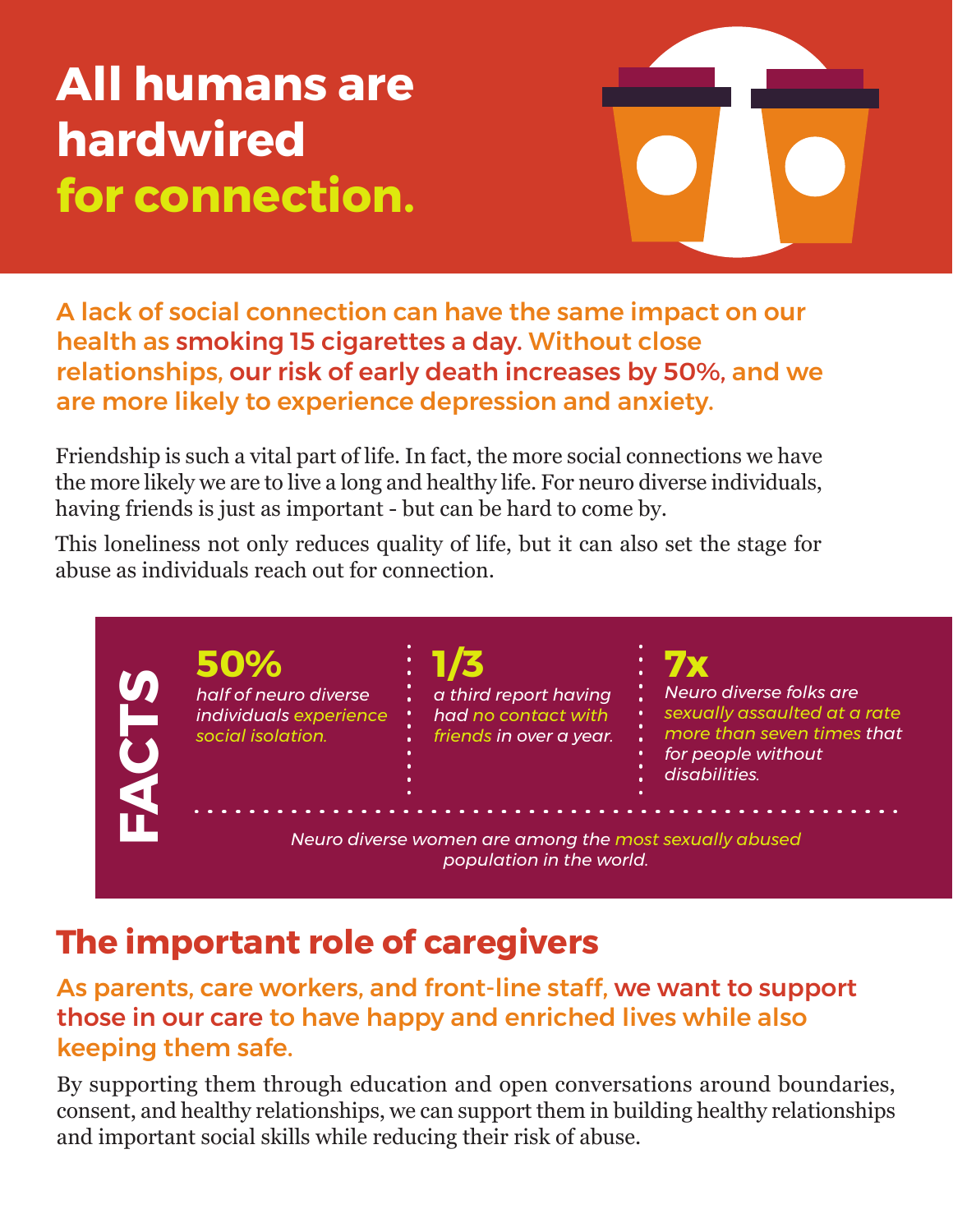# All humans are hardwired for connection.

**A lack of social connection can have the same impact on our health as smoking 15 cigarettes a day. Without close relationships, our risk of early death increases by 50%, and we are more likely to experience depression and anxiety.**

Friendship is such a vital part of life. In fact, the more social connections we have the more likely we are to live a long and healthy life. For neuro diverse individuals, having friends is just as important - but can be hard to come by.

This loneliness not only reduces quality of life, but it can also set the stage for abuse as individuals reach out for connection.

## FACTS

**50%**
*half of neuro diverse individuals experience social isolation.*

**1/3**
*a third report having had no contact with friends in over a year.*

**7x**
*Neuro diverse folks are sexually assaulted at a rate more than seven times that for people without disabilities.*

*Neuro diverse women are among the most sexually abused population in the world.*

## The important role of caregivers

**As parents, care workers, and front-line staff, we want to support those in our care to have happy and enriched lives while also keeping them safe.**

By supporting them through education and open conversations around boundaries, consent, and healthy relationships, we can support them in building healthy relationships and important social skills while reducing their risk of abuse.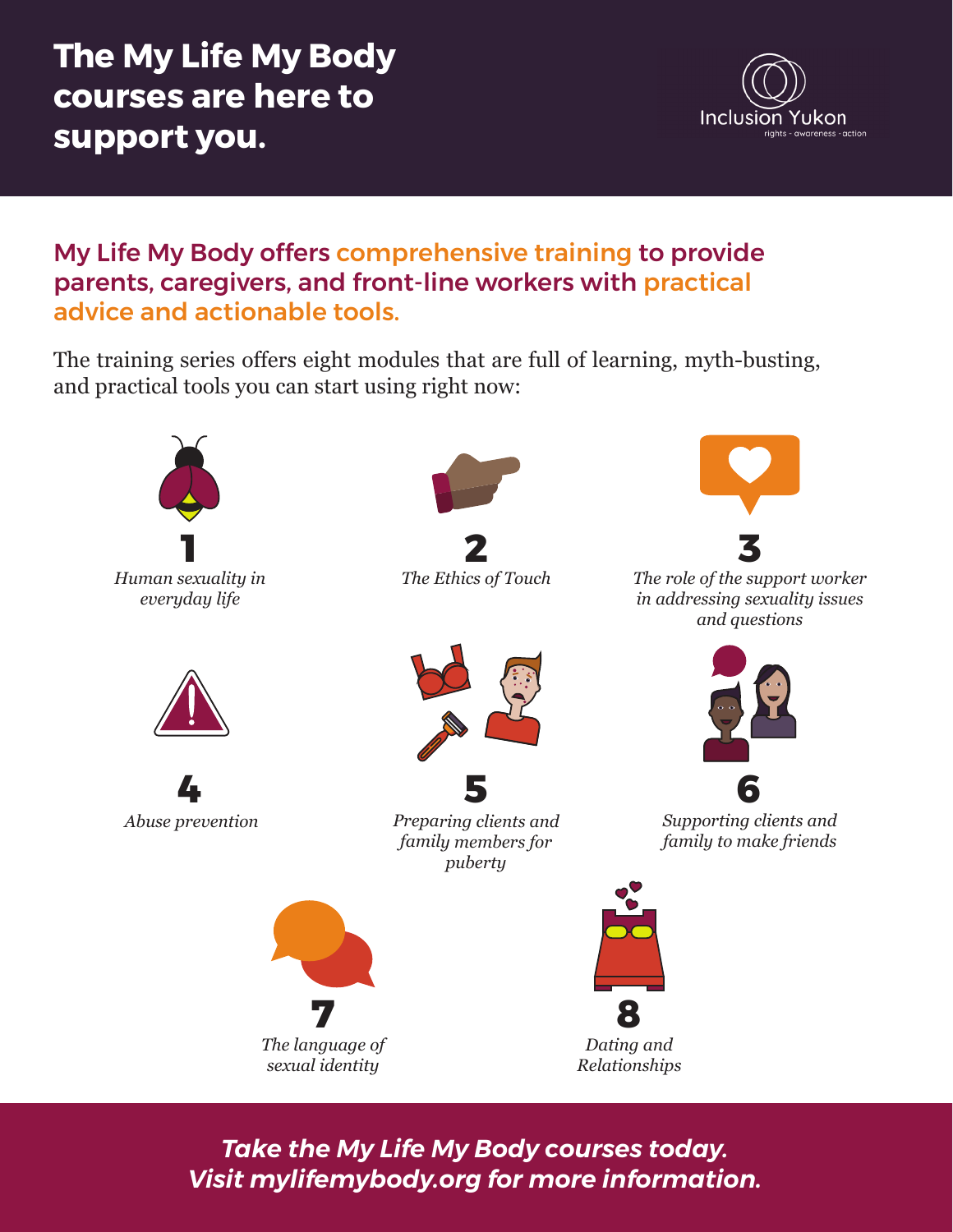# The My Life My Body courses are here to support you.

Inclusion Yukon
rights - awareness - action

## My Life My Body offers comprehensive training to provide parents, caregivers, and front-line workers with practical advice and actionable tools.

The training series offers eight modules that are full of learning, myth-busting, and practical tools you can start using right now:

**1**
*Human sexuality in everyday life*

**2**
*The Ethics of Touch*

**3**
*The role of the support worker in addressing sexuality issues and questions*

**4**
*Abuse prevention*

**5**
*Preparing clients and family members for puberty*

**6**
*Supporting clients and family to make friends*

**7**
*The language of sexual identity*

**8**
*Dating and Relationships*

***Take the My Life My Body courses today. Visit mylifemybody.org for more information.***